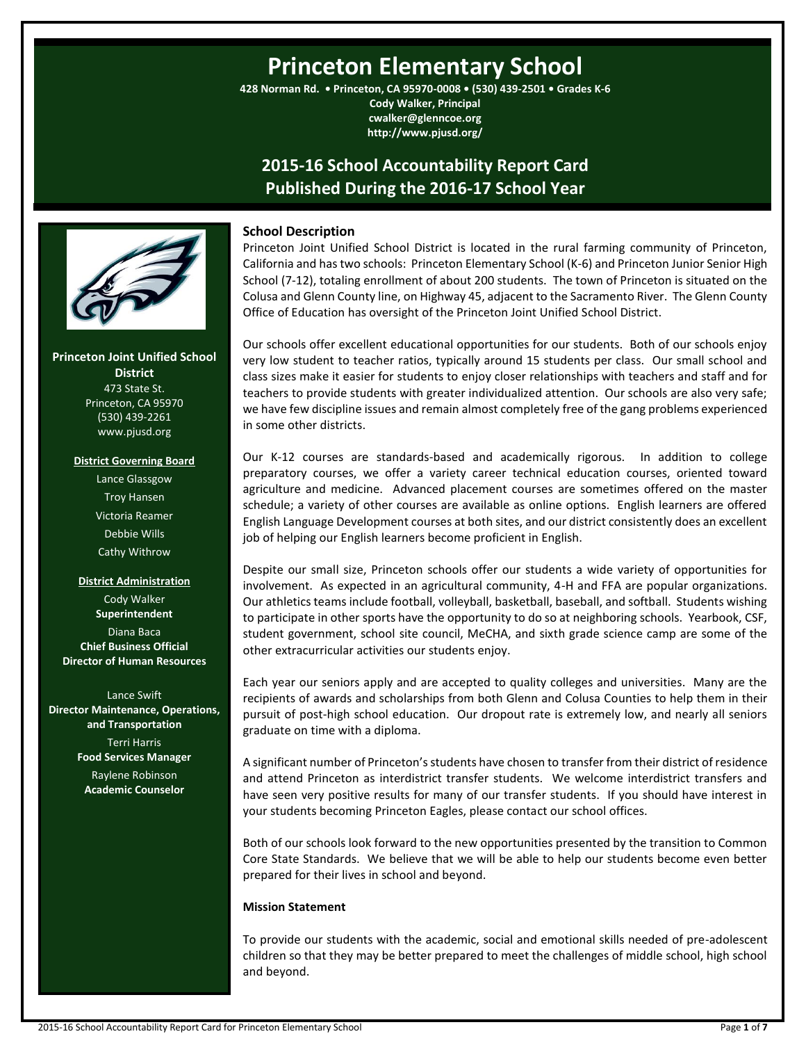# Princeton Elementary School

**428 Norman Rd. • Princeton, CA 95970-0008 • (530) 439-2501 • Grades K-6**
**Cody Walker, Principal**
**cwalker@glenncoe.org**
**http://www.pjusd.org/**

## 2015-16 School Accountability Report Card
## Published During the 2016-17 School Year

**Princeton Joint Unified School District**
473 State St.
Princeton, CA 95970
(530) 439-2261
www.pjusd.org

**District Governing Board**

Lance Glassgow
Troy Hansen
Victoria Reamer
Debbie Wills
Cathy Withrow

**District Administration**

Cody Walker
**Superintendent**

Diana Baca
**Chief Business Official**
**Director of Human Resources**

Lance Swift
**Director Maintenance, Operations, and Transportation**

Terri Harris
**Food Services Manager**

Raylene Robinson
**Academic Counselor**

### School Description

Princeton Joint Unified School District is located in the rural farming community of Princeton, California and has two schools: Princeton Elementary School (K-6) and Princeton Junior Senior High School (7-12), totaling enrollment of about 200 students. The town of Princeton is situated on the Colusa and Glenn County line, on Highway 45, adjacent to the Sacramento River. The Glenn County Office of Education has oversight of the Princeton Joint Unified School District.

Our schools offer excellent educational opportunities for our students. Both of our schools enjoy very low student to teacher ratios, typically around 15 students per class. Our small school and class sizes make it easier for students to enjoy closer relationships with teachers and staff and for teachers to provide students with greater individualized attention. Our schools are also very safe; we have few discipline issues and remain almost completely free of the gang problems experienced in some other districts.

Our K-12 courses are standards-based and academically rigorous. In addition to college preparatory courses, we offer a variety career technical education courses, oriented toward agriculture and medicine. Advanced placement courses are sometimes offered on the master schedule; a variety of other courses are available as online options. English learners are offered English Language Development courses at both sites, and our district consistently does an excellent job of helping our English learners become proficient in English.

Despite our small size, Princeton schools offer our students a wide variety of opportunities for involvement. As expected in an agricultural community, 4-H and FFA are popular organizations. Our athletics teams include football, volleyball, basketball, baseball, and softball. Students wishing to participate in other sports have the opportunity to do so at neighboring schools. Yearbook, CSF, student government, school site council, MeCHA, and sixth grade science camp are some of the other extracurricular activities our students enjoy.

Each year our seniors apply and are accepted to quality colleges and universities. Many are the recipients of awards and scholarships from both Glenn and Colusa Counties to help them in their pursuit of post-high school education. Our dropout rate is extremely low, and nearly all seniors graduate on time with a diploma.

A significant number of Princeton's students have chosen to transfer from their district of residence and attend Princeton as interdistrict transfer students. We welcome interdistrict transfers and have seen very positive results for many of our transfer students. If you should have interest in your students becoming Princeton Eagles, please contact our school offices.

Both of our schools look forward to the new opportunities presented by the transition to Common Core State Standards. We believe that we will be able to help our students become even better prepared for their lives in school and beyond.

**Mission Statement**

To provide our students with the academic, social and emotional skills needed of pre-adolescent children so that they may be better prepared to meet the challenges of middle school, high school and beyond.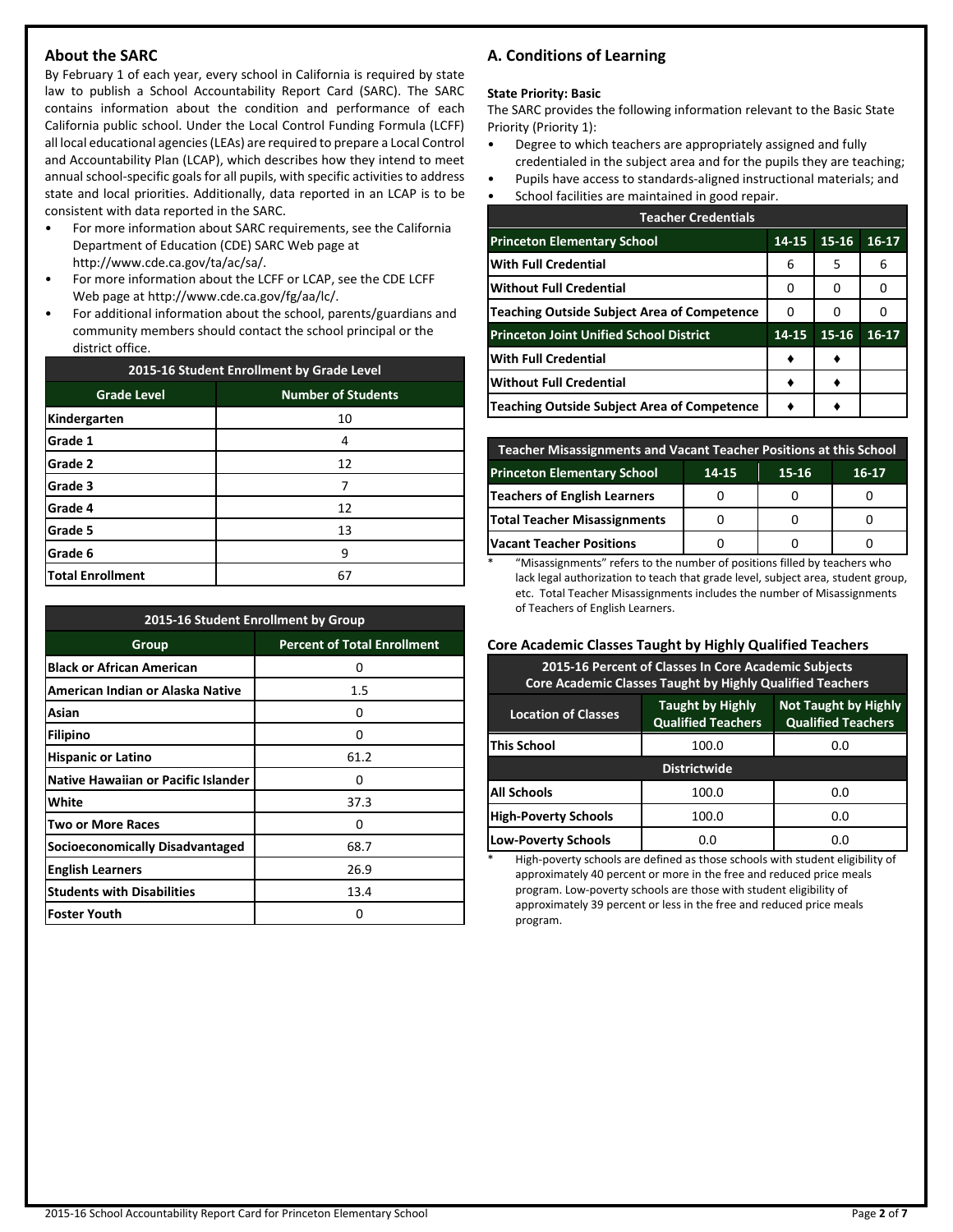## About the SARC

By February 1 of each year, every school in California is required by state law to publish a School Accountability Report Card (SARC). The SARC contains information about the condition and performance of each California public school. Under the Local Control Funding Formula (LCFF) all local educational agencies (LEAs) are required to prepare a Local Control and Accountability Plan (LCAP), which describes how they intend to meet annual school-specific goals for all pupils, with specific activities to address state and local priorities. Additionally, data reported in an LCAP is to be consistent with data reported in the SARC.

- For more information about SARC requirements, see the California Department of Education (CDE) SARC Web page at http://www.cde.ca.gov/ta/ac/sa/.
- For more information about the LCFF or LCAP, see the CDE LCFF Web page at http://www.cde.ca.gov/fg/aa/lc/.
- For additional information about the school, parents/guardians and community members should contact the school principal or the district office.

| 2015-16 Student Enrollment by Grade Level | |
|---|---|
| **Grade Level** | **Number of Students** |
| Kindergarten | 10 |
| Grade 1 | 4 |
| Grade 2 | 12 |
| Grade 3 | 7 |
| Grade 4 | 12 |
| Grade 5 | 13 |
| Grade 6 | 9 |
| Total Enrollment | 67 |

| 2015-16 Student Enrollment by Group | |
|---|---|
| **Group** | **Percent of Total Enrollment** |
| Black or African American | 0 |
| American Indian or Alaska Native | 1.5 |
| Asian | 0 |
| Filipino | 0 |
| Hispanic or Latino | 61.2 |
| Native Hawaiian or Pacific Islander | 0 |
| White | 37.3 |
| Two or More Races | 0 |
| Socioeconomically Disadvantaged | 68.7 |
| English Learners | 26.9 |
| Students with Disabilities | 13.4 |
| Foster Youth | 0 |

## A. Conditions of Learning

**State Priority: Basic**

The SARC provides the following information relevant to the Basic State Priority (Priority 1):

- Degree to which teachers are appropriately assigned and fully credentialed in the subject area and for the pupils they are teaching;
- Pupils have access to standards-aligned instructional materials; and
- School facilities are maintained in good repair.

| Teacher Credentials | | | |
|---|---|---|---|
| **Princeton Elementary School** | **14-15** | **15-16** | **16-17** |
| With Full Credential | 6 | 5 | 6 |
| Without Full Credential | 0 | 0 | 0 |
| Teaching Outside Subject Area of Competence | 0 | 0 | 0 |
| **Princeton Joint Unified School District** | **14-15** | **15-16** | **16-17** |
| With Full Credential | ♦ | ♦ | |
| Without Full Credential | ♦ | ♦ | |
| Teaching Outside Subject Area of Competence | ♦ | ♦ | |

| Teacher Misassignments and Vacant Teacher Positions at this School | | | |
|---|---|---|---|
| **Princeton Elementary School** | **14-15** | **15-16** | **16-17** |
| Teachers of English Learners | 0 | 0 | 0 |
| Total Teacher Misassignments | 0 | 0 | 0 |
| Vacant Teacher Positions | 0 | 0 | 0 |

\* "Misassignments" refers to the number of positions filled by teachers who lack legal authorization to teach that grade level, subject area, student group, etc. Total Teacher Misassignments includes the number of Misassignments of Teachers of English Learners.

### Core Academic Classes Taught by Highly Qualified Teachers

| 2015-16 Percent of Classes In Core Academic Subjects Core Academic Classes Taught by Highly Qualified Teachers | | |
|---|---|---|
| **Location of Classes** | **Taught by Highly Qualified Teachers** | **Not Taught by Highly Qualified Teachers** |
| This School | 100.0 | 0.0 |
| **Districtwide** | | |
| All Schools | 100.0 | 0.0 |
| High-Poverty Schools | 100.0 | 0.0 |
| Low-Poverty Schools | 0.0 | 0.0 |

\* High-poverty schools are defined as those schools with student eligibility of approximately 40 percent or more in the free and reduced price meals program. Low-poverty schools are those with student eligibility of approximately 39 percent or less in the free and reduced price meals program.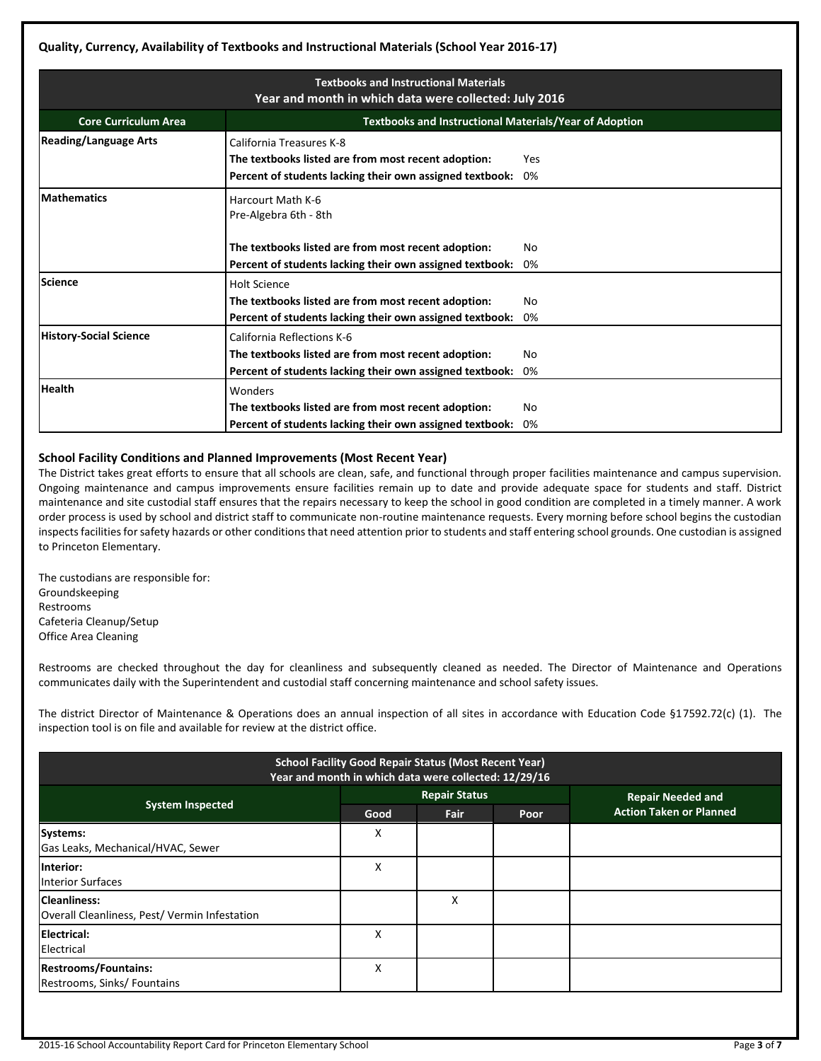**Quality, Currency, Availability of Textbooks and Instructional Materials (School Year 2016-17)**

| Textbooks and Instructional Materials<br>Year and month in which data were collected: July 2016 | |
|---|---|
| **Core Curriculum Area** | **Textbooks and Instructional Materials/Year of Adoption** |
| **Reading/Language Arts** | California Treasures K-8<br>**The textbooks listed are from most recent adoption:** Yes<br>**Percent of students lacking their own assigned textbook:** 0% |
| **Mathematics** | Harcourt Math K-6<br>Pre-Algebra 6th - 8th<br><br>**The textbooks listed are from most recent adoption:** No<br>**Percent of students lacking their own assigned textbook:** 0% |
| **Science** | Holt Science<br>**The textbooks listed are from most recent adoption:** No<br>**Percent of students lacking their own assigned textbook:** 0% |
| **History-Social Science** | California Reflections K-6<br>**The textbooks listed are from most recent adoption:** No<br>**Percent of students lacking their own assigned textbook:** 0% |
| **Health** | Wonders<br>**The textbooks listed are from most recent adoption:** No<br>**Percent of students lacking their own assigned textbook:** 0% |

**School Facility Conditions and Planned Improvements (Most Recent Year)**

The District takes great efforts to ensure that all schools are clean, safe, and functional through proper facilities maintenance and campus supervision. Ongoing maintenance and campus improvements ensure facilities remain up to date and provide adequate space for students and staff. District maintenance and site custodial staff ensures that the repairs necessary to keep the school in good condition are completed in a timely manner. A work order process is used by school and district staff to communicate non-routine maintenance requests. Every morning before school begins the custodian inspects facilities for safety hazards or other conditions that need attention prior to students and staff entering school grounds. One custodian is assigned to Princeton Elementary.

The custodians are responsible for:
Groundskeeping
Restrooms
Cafeteria Cleanup/Setup
Office Area Cleaning

Restrooms are checked throughout the day for cleanliness and subsequently cleaned as needed. The Director of Maintenance and Operations communicates daily with the Superintendent and custodial staff concerning maintenance and school safety issues.

The district Director of Maintenance & Operations does an annual inspection of all sites in accordance with Education Code §17592.72(c) (1). The inspection tool is on file and available for review at the district office.

| School Facility Good Repair Status (Most Recent Year)<br>Year and month in which data were collected: 12/29/16 | | | | |
|---|---|---|---|---|
| **System Inspected** | **Repair Status** | | | **Repair Needed and Action Taken or Planned** |
| | **Good** | **Fair** | **Poor** | |
| **Systems:**<br>Gas Leaks, Mechanical/HVAC, Sewer | X | | | |
| **Interior:**<br>Interior Surfaces | X | | | |
| **Cleanliness:**<br>Overall Cleanliness, Pest/ Vermin Infestation | | X | | |
| **Electrical:**<br>Electrical | X | | | |
| **Restrooms/Fountains:**<br>Restrooms, Sinks/ Fountains | X | | | |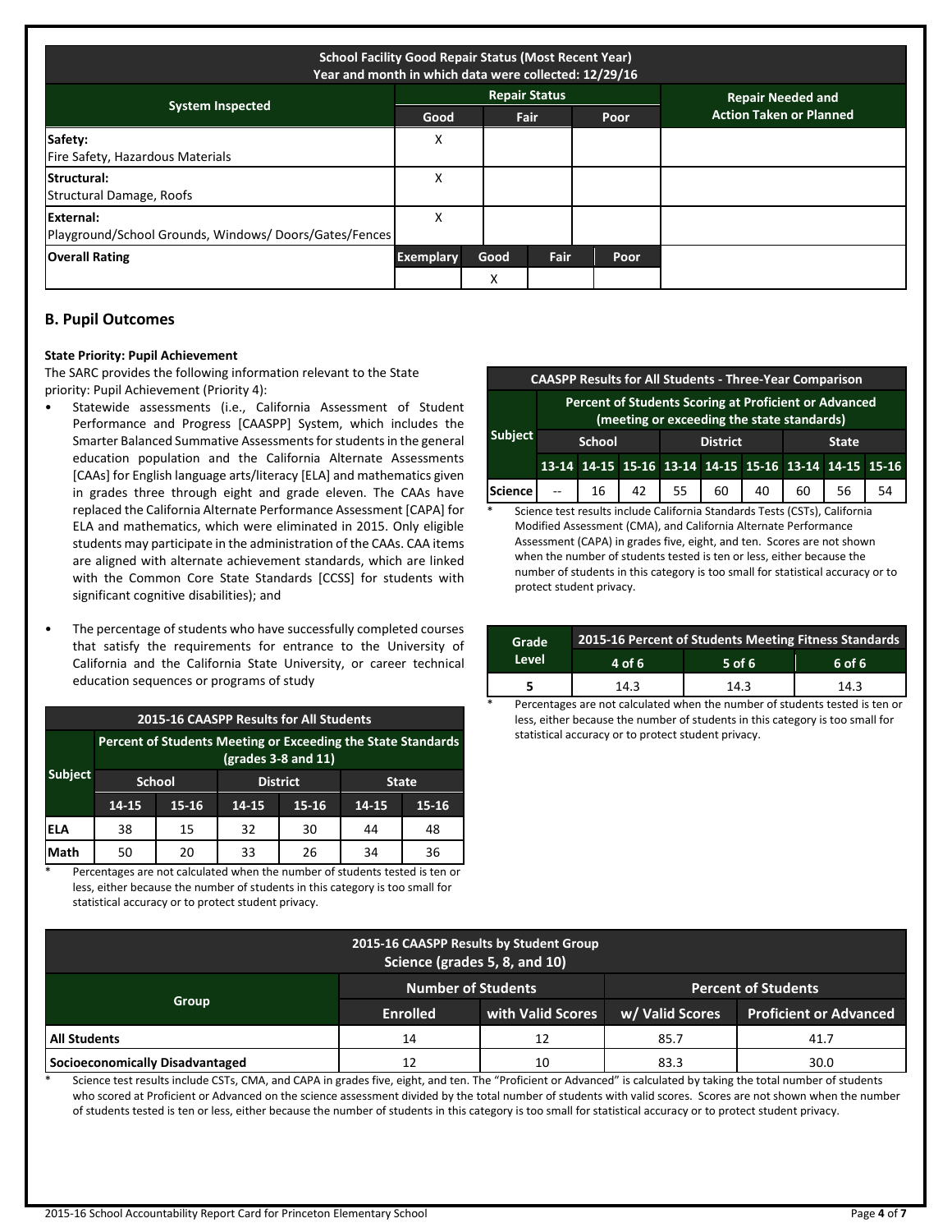| System Inspected | Repair Status | | | | Repair Needed and Action Taken or Planned |
|---|---|---|---|---|---|
| School Facility Good Repair Status (Most Recent Year) Year and month in which data were collected: 12/29/16 | | | | | |
| | Good | Fair | | Poor | |
| **Safety:** Fire Safety, Hazardous Materials | X | | | | |
| **Structural:** Structural Damage, Roofs | X | | | | |
| **External:** Playground/School Grounds, Windows/ Doors/Gates/Fences | X | | | | |
| **Overall Rating** | Exemplary | Good | Fair | Poor | |
| | | X | | | |

## B. Pupil Outcomes

**State Priority: Pupil Achievement**

The SARC provides the following information relevant to the State priority: Pupil Achievement (Priority 4):

- Statewide assessments (i.e., California Assessment of Student Performance and Progress [CAASPP] System, which includes the Smarter Balanced Summative Assessments for students in the general education population and the California Alternate Assessments [CAAs] for English language arts/literacy [ELA] and mathematics given in grades three through eight and grade eleven. The CAAs have replaced the California Alternate Performance Assessment [CAPA] for ELA and mathematics, which were eliminated in 2015. Only eligible students may participate in the administration of the CAAs. CAA items are aligned with alternate achievement standards, which are linked with the Common Core State Standards [CCSS] for students with significant cognitive disabilities); and

- The percentage of students who have successfully completed courses that satisfy the requirements for entrance to the University of California and the California State University, or career technical education sequences or programs of study

**2015-16 CAASPP Results for All Students**

| Subject | Percent of Students Meeting or Exceeding the State Standards (grades 3-8 and 11) | | | | | |
|---|---|---|---|---|---|---|
| | School | | District | | State | |
| | 14-15 | 15-16 | 14-15 | 15-16 | 14-15 | 15-16 |
| ELA | 38 | 15 | 32 | 30 | 44 | 48 |
| Math | 50 | 20 | 33 | 26 | 34 | 36 |

\* Percentages are not calculated when the number of students tested is ten or less, either because the number of students in this category is too small for statistical accuracy or to protect student privacy.

**CAASPP Results for All Students - Three-Year Comparison**

| Subject | Percent of Students Scoring at Proficient or Advanced (meeting or exceeding the state standards) | | | | | | | | |
|---|---|---|---|---|---|---|---|---|---|
| | School | | | District | | | State | | |
| | 13-14 | 14-15 | 15-16 | 13-14 | 14-15 | 15-16 | 13-14 | 14-15 | 15-16 |
| Science | -- | 16 | 42 | 55 | 60 | 40 | 60 | 56 | 54 |

\* Science test results include California Standards Tests (CSTs), California Modified Assessment (CMA), and California Alternate Performance Assessment (CAPA) in grades five, eight, and ten. Scores are not shown when the number of students tested is ten or less, either because the number of students in this category is too small for statistical accuracy or to protect student privacy.

| Grade Level | 2015-16 Percent of Students Meeting Fitness Standards | | |
|---|---|---|---|
| | 4 of 6 | 5 of 6 | 6 of 6 |
| 5 | 14.3 | 14.3 | 14.3 |

\* Percentages are not calculated when the number of students tested is ten or less, either because the number of students in this category is too small for statistical accuracy or to protect student privacy.

**2015-16 CAASPP Results by Student Group Science (grades 5, 8, and 10)**

| Group | Number of Students | | Percent of Students | |
|---|---|---|---|---|
| | Enrolled | with Valid Scores | w/ Valid Scores | Proficient or Advanced |
| **All Students** | 14 | 12 | 85.7 | 41.7 |
| **Socioeconomically Disadvantaged** | 12 | 10 | 83.3 | 30.0 |

\* Science test results include CSTs, CMA, and CAPA in grades five, eight, and ten. The "Proficient or Advanced" is calculated by taking the total number of students who scored at Proficient or Advanced on the science assessment divided by the total number of students with valid scores. Scores are not shown when the number of students tested is ten or less, either because the number of students in this category is too small for statistical accuracy or to protect student privacy.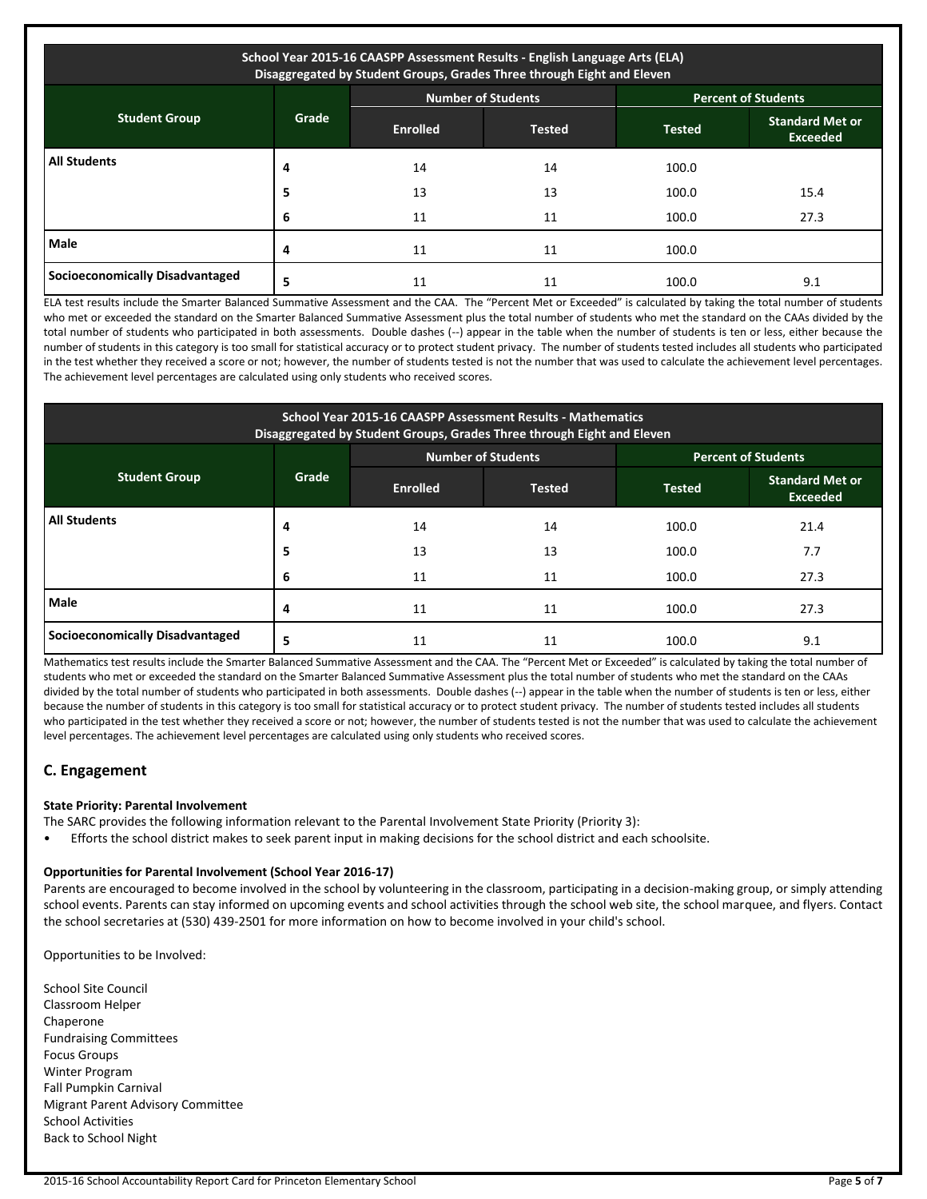| School Year 2015-16 CAASPP Assessment Results - English Language Arts (ELA) Disaggregated by Student Groups, Grades Three through Eight and Eleven | | | | | |
|---|---|---|---|---|---|
| Student Group | Grade | Number of Students | | Percent of Students | |
| | | Enrolled | Tested | Tested | Standard Met or Exceeded |
| All Students | 4 | 14 | 14 | 100.0 | |
| | 5 | 13 | 13 | 100.0 | 15.4 |
| | 6 | 11 | 11 | 100.0 | 27.3 |
| Male | 4 | 11 | 11 | 100.0 | |
| Socioeconomically Disadvantaged | 5 | 11 | 11 | 100.0 | 9.1 |

ELA test results include the Smarter Balanced Summative Assessment and the CAA. The "Percent Met or Exceeded" is calculated by taking the total number of students who met or exceeded the standard on the Smarter Balanced Summative Assessment plus the total number of students who met the standard on the CAAs divided by the total number of students who participated in both assessments. Double dashes (--) appear in the table when the number of students is ten or less, either because the number of students in this category is too small for statistical accuracy or to protect student privacy. The number of students tested includes all students who participated in the test whether they received a score or not; however, the number of students tested is not the number that was used to calculate the achievement level percentages. The achievement level percentages are calculated using only students who received scores.

| School Year 2015-16 CAASPP Assessment Results - Mathematics Disaggregated by Student Groups, Grades Three through Eight and Eleven | | | | | |
|---|---|---|---|---|---|
| Student Group | Grade | Number of Students | | Percent of Students | |
| | | Enrolled | Tested | Tested | Standard Met or Exceeded |
| All Students | 4 | 14 | 14 | 100.0 | 21.4 |
| | 5 | 13 | 13 | 100.0 | 7.7 |
| | 6 | 11 | 11 | 100.0 | 27.3 |
| Male | 4 | 11 | 11 | 100.0 | 27.3 |
| Socioeconomically Disadvantaged | 5 | 11 | 11 | 100.0 | 9.1 |

Mathematics test results include the Smarter Balanced Summative Assessment and the CAA. The "Percent Met or Exceeded" is calculated by taking the total number of students who met or exceeded the standard on the Smarter Balanced Summative Assessment plus the total number of students who met the standard on the CAAs divided by the total number of students who participated in both assessments. Double dashes (--) appear in the table when the number of students is ten or less, either because the number of students in this category is too small for statistical accuracy or to protect student privacy. The number of students tested includes all students who participated in the test whether they received a score or not; however, the number of students tested is not the number that was used to calculate the achievement level percentages. The achievement level percentages are calculated using only students who received scores.

## C. Engagement

**State Priority: Parental Involvement**

The SARC provides the following information relevant to the Parental Involvement State Priority (Priority 3):

- Efforts the school district makes to seek parent input in making decisions for the school district and each schoolsite.

**Opportunities for Parental Involvement (School Year 2016-17)**

Parents are encouraged to become involved in the school by volunteering in the classroom, participating in a decision-making group, or simply attending school events. Parents can stay informed on upcoming events and school activities through the school web site, the school marquee, and flyers. Contact the school secretaries at (530) 439-2501 for more information on how to become involved in your child's school.

Opportunities to be Involved:

School Site Council
Classroom Helper
Chaperone
Fundraising Committees
Focus Groups
Winter Program
Fall Pumpkin Carnival
Migrant Parent Advisory Committee
School Activities
Back to School Night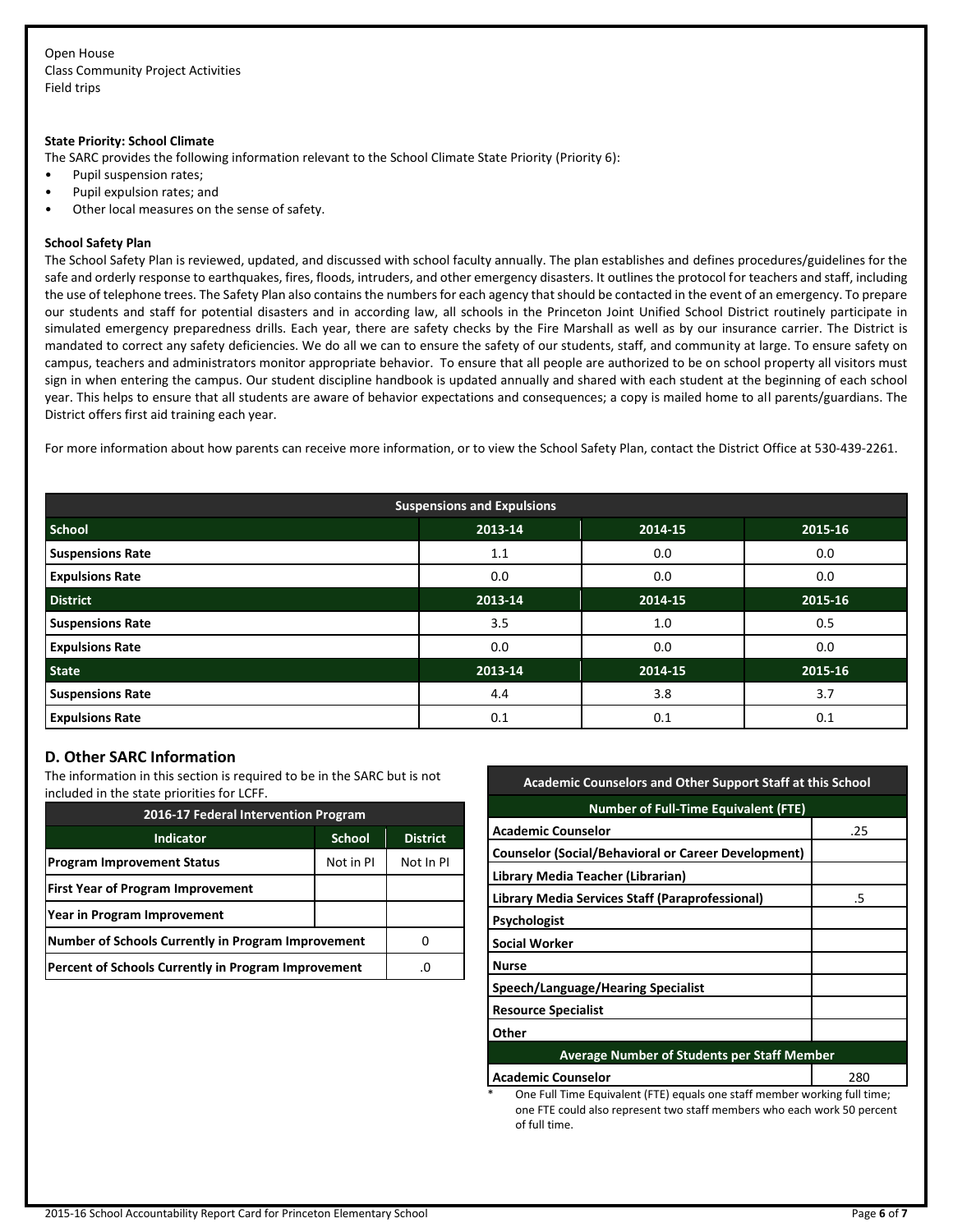Open House
Class Community Project Activities
Field trips

**State Priority: School Climate**

The SARC provides the following information relevant to the School Climate State Priority (Priority 6):

- Pupil suspension rates;
- Pupil expulsion rates; and
- Other local measures on the sense of safety.

**School Safety Plan**

The School Safety Plan is reviewed, updated, and discussed with school faculty annually. The plan establishes and defines procedures/guidelines for the safe and orderly response to earthquakes, fires, floods, intruders, and other emergency disasters. It outlines the protocol for teachers and staff, including the use of telephone trees. The Safety Plan also contains the numbers for each agency that should be contacted in the event of an emergency. To prepare our students and staff for potential disasters and in according law, all schools in the Princeton Joint Unified School District routinely participate in simulated emergency preparedness drills. Each year, there are safety checks by the Fire Marshall as well as by our insurance carrier. The District is mandated to correct any safety deficiencies. We do all we can to ensure the safety of our students, staff, and community at large. To ensure safety on campus, teachers and administrators monitor appropriate behavior. To ensure that all people are authorized to be on school property all visitors must sign in when entering the campus. Our student discipline handbook is updated annually and shared with each student at the beginning of each school year. This helps to ensure that all students are aware of behavior expectations and consequences; a copy is mailed home to all parents/guardians. The District offers first aid training each year.

For more information about how parents can receive more information, or to view the School Safety Plan, contact the District Office at 530-439-2261.

| Suspensions and Expulsions | | | |
|---|---|---|---|
| **School** | **2013-14** | **2014-15** | **2015-16** |
| **Suspensions Rate** | 1.1 | 0.0 | 0.0 |
| **Expulsions Rate** | 0.0 | 0.0 | 0.0 |
| **District** | **2013-14** | **2014-15** | **2015-16** |
| **Suspensions Rate** | 3.5 | 1.0 | 0.5 |
| **Expulsions Rate** | 0.0 | 0.0 | 0.0 |
| **State** | **2013-14** | **2014-15** | **2015-16** |
| **Suspensions Rate** | 4.4 | 3.8 | 3.7 |
| **Expulsions Rate** | 0.1 | 0.1 | 0.1 |

## D. Other SARC Information

The information in this section is required to be in the SARC but is not included in the state priorities for LCFF.

| 2016-17 Federal Intervention Program | | |
|---|---|---|
| **Indicator** | **School** | **District** |
| **Program Improvement Status** | Not in PI | Not In PI |
| **First Year of Program Improvement** | | |
| **Year in Program Improvement** | | |
| **Number of Schools Currently in Program Improvement** | | 0 |
| **Percent of Schools Currently in Program Improvement** | | .0 |

| Academic Counselors and Other Support Staff at this School | |
|---|---|
| **Number of Full-Time Equivalent (FTE)** | |
| **Academic Counselor** | .25 |
| **Counselor (Social/Behavioral or Career Development)** | |
| **Library Media Teacher (Librarian)** | |
| **Library Media Services Staff (Paraprofessional)** | .5 |
| **Psychologist** | |
| **Social Worker** | |
| **Nurse** | |
| **Speech/Language/Hearing Specialist** | |
| **Resource Specialist** | |
| **Other** | |
| **Average Number of Students per Staff Member** | |
| **Academic Counselor** | 280 |

\* One Full Time Equivalent (FTE) equals one staff member working full time; one FTE could also represent two staff members who each work 50 percent of full time.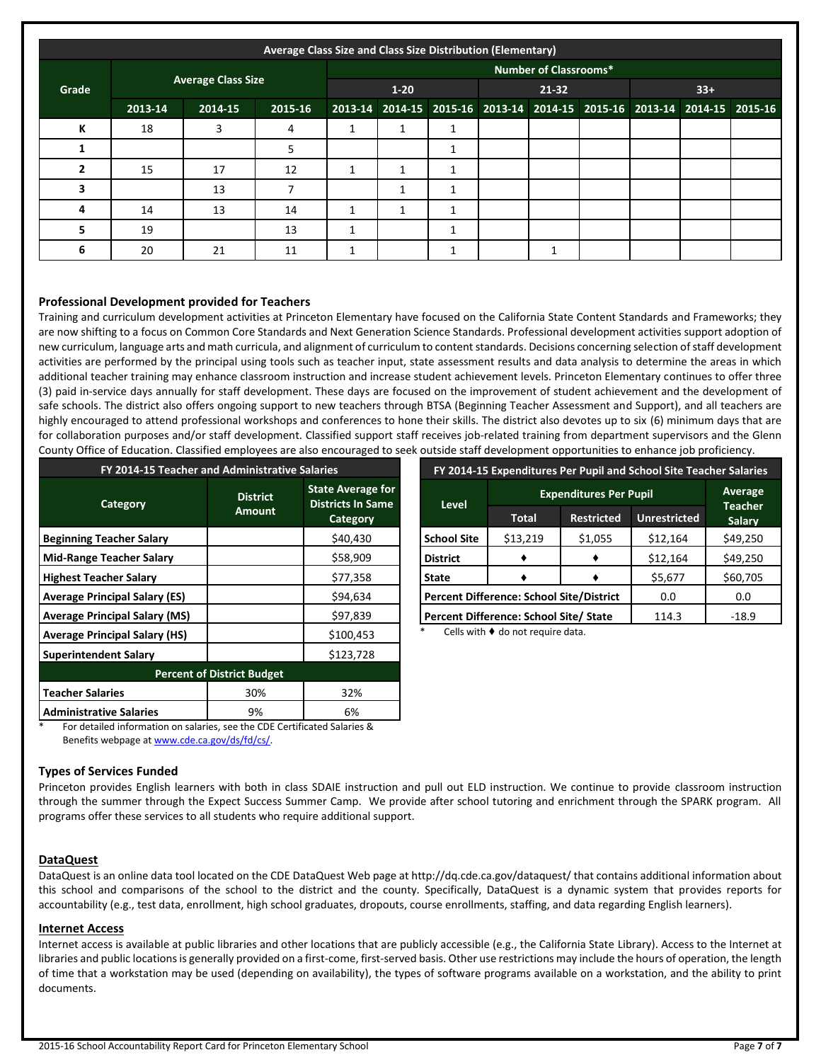| Average Class Size and Class Size Distribution (Elementary) | | | | | | | | | | | | |
|---|---|---|---|---|---|---|---|---|---|---|---|---|
| Grade | Average Class Size | | | Number of Classrooms* | | | | | | | | |
| | | | | 1-20 | | | 21-32 | | | 33+ | | |
| | 2013-14 | 2014-15 | 2015-16 | 2013-14 | 2014-15 | 2015-16 | 2013-14 | 2014-15 | 2015-16 | 2013-14 | 2014-15 | 2015-16 |
| K | 18 | 3 | 4 | 1 | 1 | 1 | | | | | | |
| 1 | | | 5 | | | 1 | | | | | | |
| 2 | 15 | 17 | 12 | 1 | 1 | 1 | | | | | | |
| 3 | | 13 | 7 | | 1 | 1 | | | | | | |
| 4 | 14 | 13 | 14 | 1 | 1 | 1 | | | | | | |
| 5 | 19 | | 13 | 1 | | 1 | | | | | | |
| 6 | 20 | 21 | 11 | 1 | | 1 | | 1 | | | | |

## Professional Development provided for Teachers

Training and curriculum development activities at Princeton Elementary have focused on the California State Content Standards and Frameworks; they are now shifting to a focus on Common Core Standards and Next Generation Science Standards. Professional development activities support adoption of new curriculum, language arts and math curricula, and alignment of curriculum to content standards. Decisions concerning selection of staff development activities are performed by the principal using tools such as teacher input, state assessment results and data analysis to determine the areas in which additional teacher training may enhance classroom instruction and increase student achievement levels. Princeton Elementary continues to offer three (3) paid in-service days annually for staff development. These days are focused on the improvement of student achievement and the development of safe schools. The district also offers ongoing support to new teachers through BTSA (Beginning Teacher Assessment and Support), and all teachers are highly encouraged to attend professional workshops and conferences to hone their skills. The district also devotes up to six (6) minimum days that are for collaboration purposes and/or staff development. Classified support staff receives job-related training from department supervisors and the Glenn County Office of Education. Classified employees are also encouraged to seek outside staff development opportunities to enhance job proficiency.

| FY 2014-15 Teacher and Administrative Salaries | | |
|---|---|---|
| Category | District Amount | State Average for Districts In Same Category |
| Beginning Teacher Salary | | $40,430 |
| Mid-Range Teacher Salary | | $58,909 |
| Highest Teacher Salary | | $77,358 |
| Average Principal Salary (ES) | | $94,634 |
| Average Principal Salary (MS) | | $97,839 |
| Average Principal Salary (HS) | | $100,453 |
| Superintendent Salary | | $123,728 |
| Percent of District Budget | | |
| Teacher Salaries | 30% | 32% |
| Administrative Salaries | 9% | 6% |

* For detailed information on salaries, see the CDE Certificated Salaries & Benefits webpage at www.cde.ca.gov/ds/fd/cs/.

| FY 2014-15 Expenditures Per Pupil and School Site Teacher Salaries | | | | |
|---|---|---|---|---|
| Level | Expenditures Per Pupil | | | Average Teacher Salary |
| | Total | Restricted | Unrestricted | |
| School Site | $13,219 | $1,055 | $12,164 | $49,250 |
| District | ♦ | ♦ | $12,164 | $49,250 |
| State | ♦ | ♦ | $5,677 | $60,705 |
| Percent Difference: School Site/District | | | 0.0 | 0.0 |
| Percent Difference: School Site/ State | | | 114.3 | -18.9 |

* Cells with ♦ do not require data.

## Types of Services Funded

Princeton provides English learners with both in class SDAIE instruction and pull out ELD instruction. We continue to provide classroom instruction through the summer through the Expect Success Summer Camp. We provide after school tutoring and enrichment through the SPARK program. All programs offer these services to all students who require additional support.

## DataQuest

DataQuest is an online data tool located on the CDE DataQuest Web page at http://dq.cde.ca.gov/dataquest/ that contains additional information about this school and comparisons of the school to the district and the county. Specifically, DataQuest is a dynamic system that provides reports for accountability (e.g., test data, enrollment, high school graduates, dropouts, course enrollments, staffing, and data regarding English learners).

## Internet Access

Internet access is available at public libraries and other locations that are publicly accessible (e.g., the California State Library). Access to the Internet at libraries and public locations is generally provided on a first-come, first-served basis. Other use restrictions may include the hours of operation, the length of time that a workstation may be used (depending on availability), the types of software programs available on a workstation, and the ability to print documents.